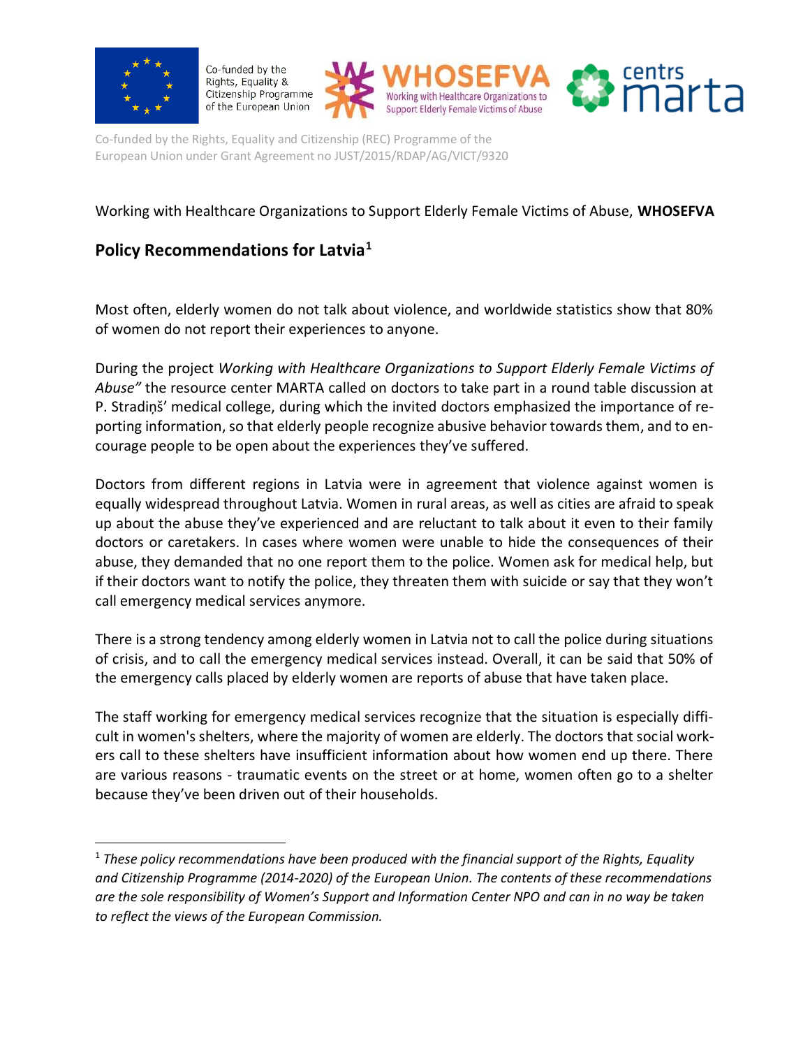Co-funded by the Rights, Equality & Citizenship Programme of the European Union

WHOSEFVA Working with Healthcare Organizations to Support Elderly Female Victims of Abuse

centrs marta

Co-funded by the Rights, Equality and Citizenship (REC) Programme of the European Union under Grant Agreement no JUST/2015/RDAP/AG/VICT/9320

Working with Healthcare Organizations to Support Elderly Female Victims of Abuse, **WHOSEFVA**

## Policy Recommendations for Latvia[1]

Most often, elderly women do not talk about violence, and worldwide statistics show that 80% of women do not report their experiences to anyone.

During the project *Working with Healthcare Organizations to Support Elderly Female Victims of Abuse"* the resource center MARTA called on doctors to take part in a round table discussion at P. Stradiņš' medical college, during which the invited doctors emphasized the importance of reporting information, so that elderly people recognize abusive behavior towards them, and to encourage people to be open about the experiences they've suffered.

Doctors from different regions in Latvia were in agreement that violence against women is equally widespread throughout Latvia. Women in rural areas, as well as cities are afraid to speak up about the abuse they've experienced and are reluctant to talk about it even to their family doctors or caretakers. In cases where women were unable to hide the consequences of their abuse, they demanded that no one report them to the police. Women ask for medical help, but if their doctors want to notify the police, they threaten them with suicide or say that they won't call emergency medical services anymore.

There is a strong tendency among elderly women in Latvia not to call the police during situations of crisis, and to call the emergency medical services instead. Overall, it can be said that 50% of the emergency calls placed by elderly women are reports of abuse that have taken place.

The staff working for emergency medical services recognize that the situation is especially difficult in women's shelters, where the majority of women are elderly. The doctors that social workers call to these shelters have insufficient information about how women end up there. There are various reasons - traumatic events on the street or at home, women often go to a shelter because they've been driven out of their households.

---

[1] *These policy recommendations have been produced with the financial support of the Rights, Equality and Citizenship Programme (2014-2020) of the European Union. The contents of these recommendations are the sole responsibility of Women's Support and Information Center NPO and can in no way be taken to reflect the views of the European Commission.*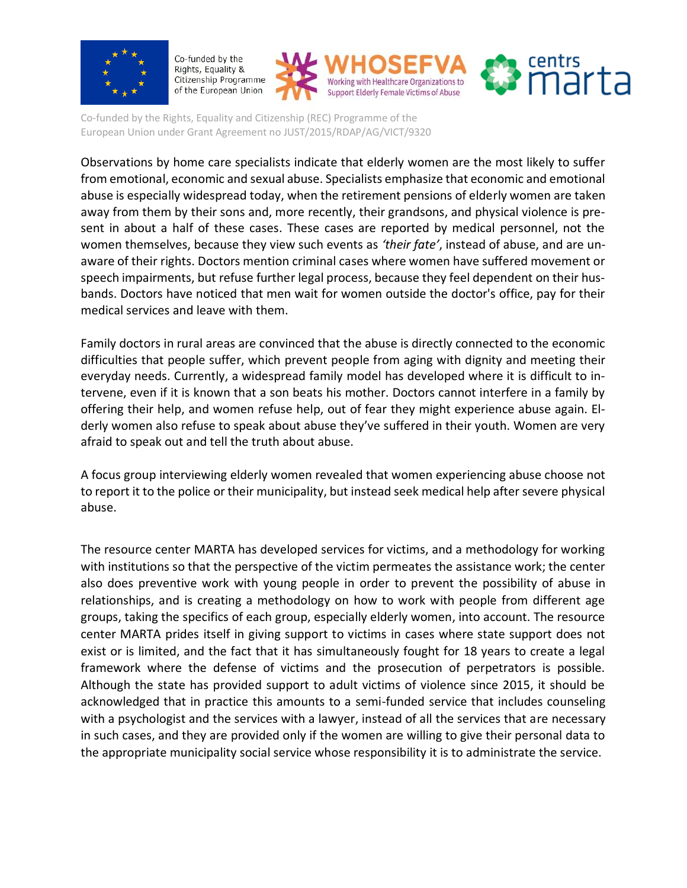Observations by home care specialists indicate that elderly women are the most likely to suffer from emotional, economic and sexual abuse. Specialists emphasize that economic and emotional abuse is especially widespread today, when the retirement pensions of elderly women are taken away from them by their sons and, more recently, their grandsons, and physical violence is present in about a half of these cases. These cases are reported by medical personnel, not the women themselves, because they view such events as *'their fate'*, instead of abuse, and are unaware of their rights. Doctors mention criminal cases where women have suffered movement or speech impairments, but refuse further legal process, because they feel dependent on their husbands. Doctors have noticed that men wait for women outside the doctor's office, pay for their medical services and leave with them.

Family doctors in rural areas are convinced that the abuse is directly connected to the economic difficulties that people suffer, which prevent people from aging with dignity and meeting their everyday needs. Currently, a widespread family model has developed where it is difficult to intervene, even if it is known that a son beats his mother. Doctors cannot interfere in a family by offering their help, and women refuse help, out of fear they might experience abuse again. Elderly women also refuse to speak about abuse they've suffered in their youth. Women are very afraid to speak out and tell the truth about abuse.

A focus group interviewing elderly women revealed that women experiencing abuse choose not to report it to the police or their municipality, but instead seek medical help after severe physical abuse.

The resource center MARTA has developed services for victims, and a methodology for working with institutions so that the perspective of the victim permeates the assistance work; the center also does preventive work with young people in order to prevent the possibility of abuse in relationships, and is creating a methodology on how to work with people from different age groups, taking the specifics of each group, especially elderly women, into account. The resource center MARTA prides itself in giving support to victims in cases where state support does not exist or is limited, and the fact that it has simultaneously fought for 18 years to create a legal framework where the defense of victims and the prosecution of perpetrators is possible. Although the state has provided support to adult victims of violence since 2015, it should be acknowledged that in practice this amounts to a semi-funded service that includes counseling with a psychologist and the services with a lawyer, instead of all the services that are necessary in such cases, and they are provided only if the women are willing to give their personal data to the appropriate municipality social service whose responsibility it is to administrate the service.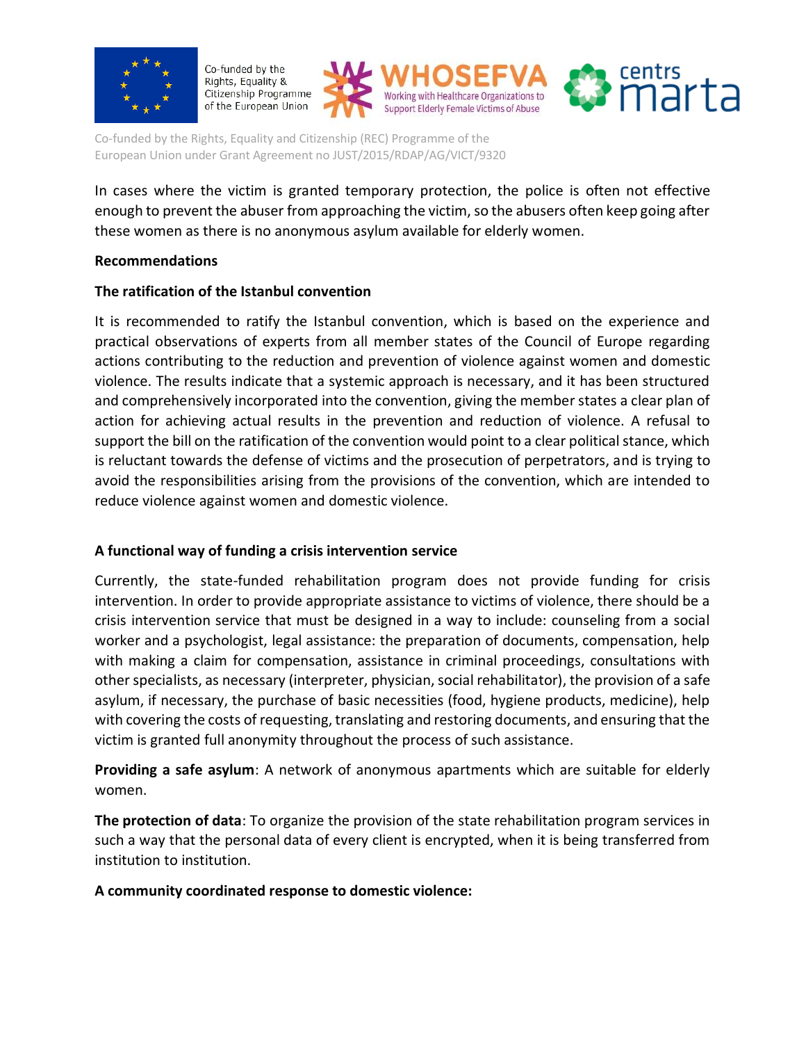In cases where the victim is granted temporary protection, the police is often not effective enough to prevent the abuser from approaching the victim, so the abusers often keep going after these women as there is no anonymous asylum available for elderly women.

**Recommendations**

**The ratification of the Istanbul convention**

It is recommended to ratify the Istanbul convention, which is based on the experience and practical observations of experts from all member states of the Council of Europe regarding actions contributing to the reduction and prevention of violence against women and domestic violence. The results indicate that a systemic approach is necessary, and it has been structured and comprehensively incorporated into the convention, giving the member states a clear plan of action for achieving actual results in the prevention and reduction of violence. A refusal to support the bill on the ratification of the convention would point to a clear political stance, which is reluctant towards the defense of victims and the prosecution of perpetrators, and is trying to avoid the responsibilities arising from the provisions of the convention, which are intended to reduce violence against women and domestic violence.

**A functional way of funding a crisis intervention service**

Currently, the state-funded rehabilitation program does not provide funding for crisis intervention. In order to provide appropriate assistance to victims of violence, there should be a crisis intervention service that must be designed in a way to include: counseling from a social worker and a psychologist, legal assistance: the preparation of documents, compensation, help with making a claim for compensation, assistance in criminal proceedings, consultations with other specialists, as necessary (interpreter, physician, social rehabilitator), the provision of a safe asylum, if necessary, the purchase of basic necessities (food, hygiene products, medicine), help with covering the costs of requesting, translating and restoring documents, and ensuring that the victim is granted full anonymity throughout the process of such assistance.

**Providing a safe asylum**: A network of anonymous apartments which are suitable for elderly women.

**The protection of data**: To organize the provision of the state rehabilitation program services in such a way that the personal data of every client is encrypted, when it is being transferred from institution to institution.

**A community coordinated response to domestic violence:**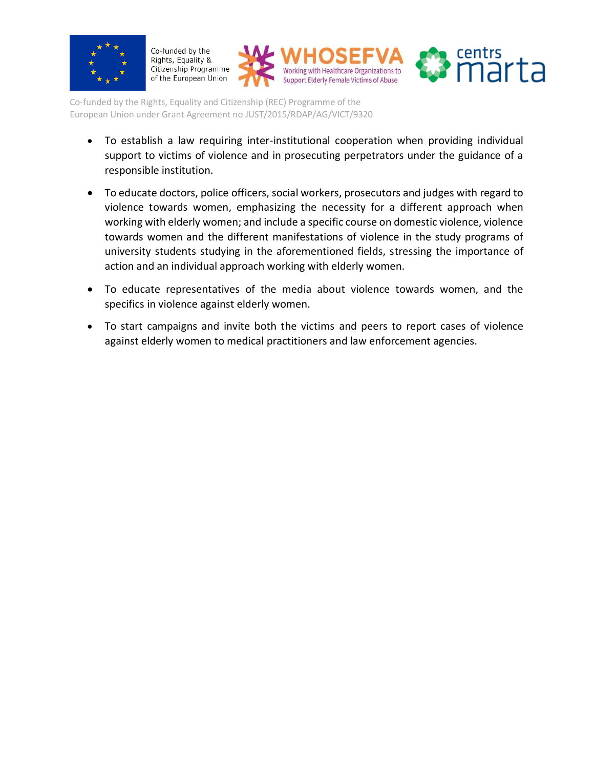- To establish a law requiring inter-institutional cooperation when providing individual support to victims of violence and in prosecuting perpetrators under the guidance of a responsible institution.
- To educate doctors, police officers, social workers, prosecutors and judges with regard to violence towards women, emphasizing the necessity for a different approach when working with elderly women; and include a specific course on domestic violence, violence towards women and the different manifestations of violence in the study programs of university students studying in the aforementioned fields, stressing the importance of action and an individual approach working with elderly women.
- To educate representatives of the media about violence towards women, and the specifics in violence against elderly women.
- To start campaigns and invite both the victims and peers to report cases of violence against elderly women to medical practitioners and law enforcement agencies.